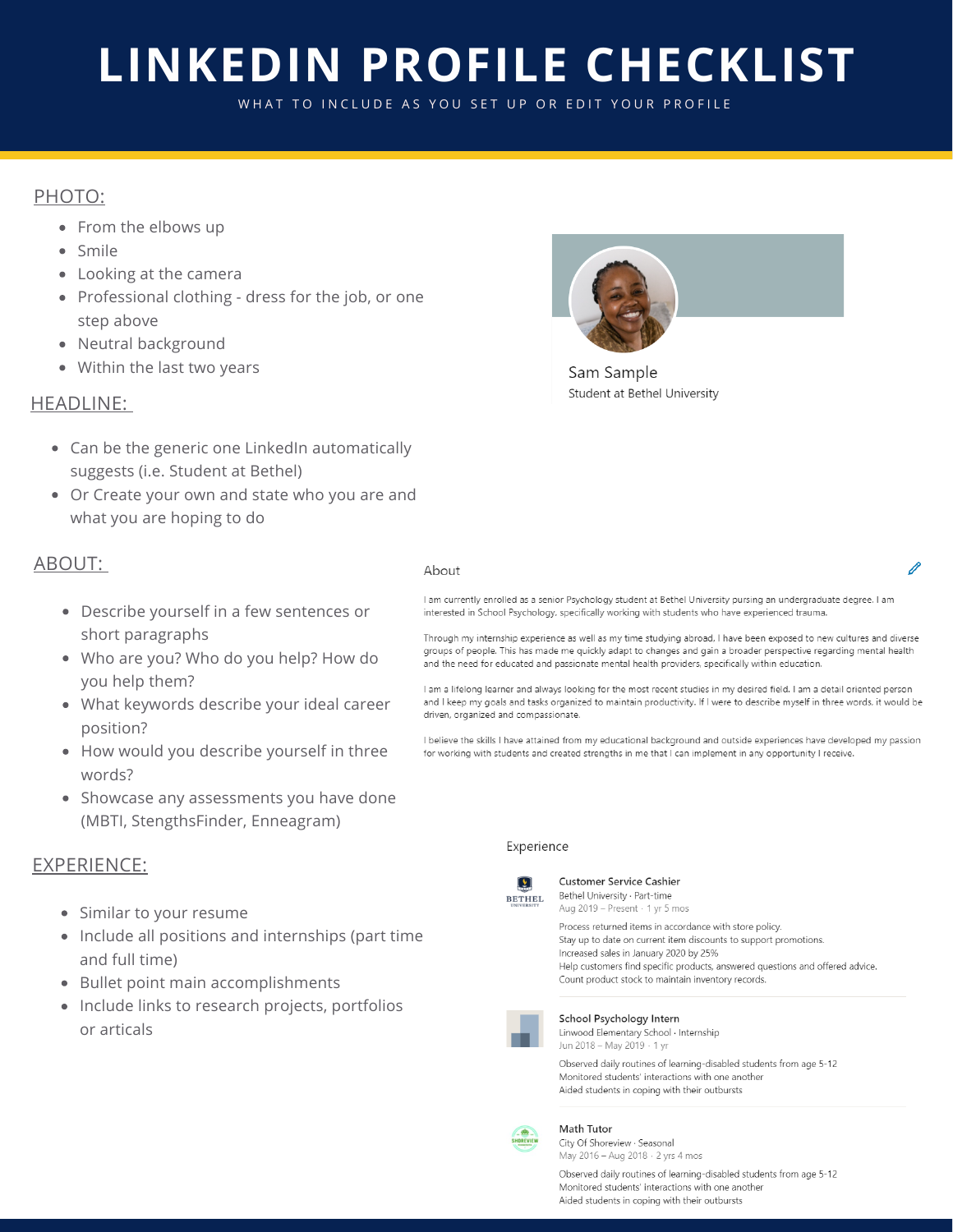# LINKEDIN PROFILE CHECKLIST

WHAT TO INCLUDE AS YOU SET UP OR EDIT YOUR PROFILE

## PHOTO:

- From the elbows up
- Smile
- Looking at the camera
- Professional clothing - dress for the job, or one step above
- Neutral background
- Within the last two years

Sam Sample

Student at Bethel University

## HEADLINE:

- Can be the generic one LinkedIn automatically suggests (i.e. Student at Bethel)
- Or Create your own and state who you are and what you are hoping to do

## ABOUT:

- Describe yourself in a few sentences or short paragraphs
- Who are you? Who do you help? How do you help them?
- What keywords describe your ideal career position?
- How would you describe yourself in three words?
- Showcase any assessments you have done (MBTI, StengthsFinder, Enneagram)

About

I am currently enrolled as a senior Psychology student at Bethel University pursing an undergraduate degree. I am interested in School Psychology, specifically working with students who have experienced trauma.

Through my internship experience as well as my time studying abroad, I have been exposed to new cultures and diverse groups of people. This has made me quickly adapt to changes and gain a broader perspective regarding mental health and the need for educated and passionate mental health providers, specifically within education.

I am a lifelong learner and always looking for the most recent studies in my desired field. I am a detail oriented person and I keep my goals and tasks organized to maintain productivity. If I were to describe myself in three words, it would be driven, organized and compassionate.

I believe the skills I have attained from my educational background and outside experiences have developed my passion for working with students and created strengths in me that I can implement in any opportunity I receive.

## EXPERIENCE:

- Similar to your resume
- Include all positions and internships (part time and full time)
- Bullet point main accomplishments
- Include links to research projects, portfolios or articals

Experience

**Customer Service Cashier**
Bethel University · Part-time
Aug 2019 – Present · 1 yr 5 mos

Process returned items in accordance with store policy.
Stay up to date on current item discounts to support promotions.
Increased sales in January 2020 by 25%
Help customers find specific products, answered questions and offered advice.
Count product stock to maintain inventory records.

**School Psychology Intern**
Linwood Elementary School · Internship
Jun 2018 – May 2019 · 1 yr

Observed daily routines of learning-disabled students from age 5-12
Monitored students' interactions with one another
Aided students in coping with their outbursts

**Math Tutor**
City Of Shoreview · Seasonal
May 2016 – Aug 2018 · 2 yrs 4 mos

Observed daily routines of learning-disabled students from age 5-12
Monitored students' interactions with one another
Aided students in coping with their outbursts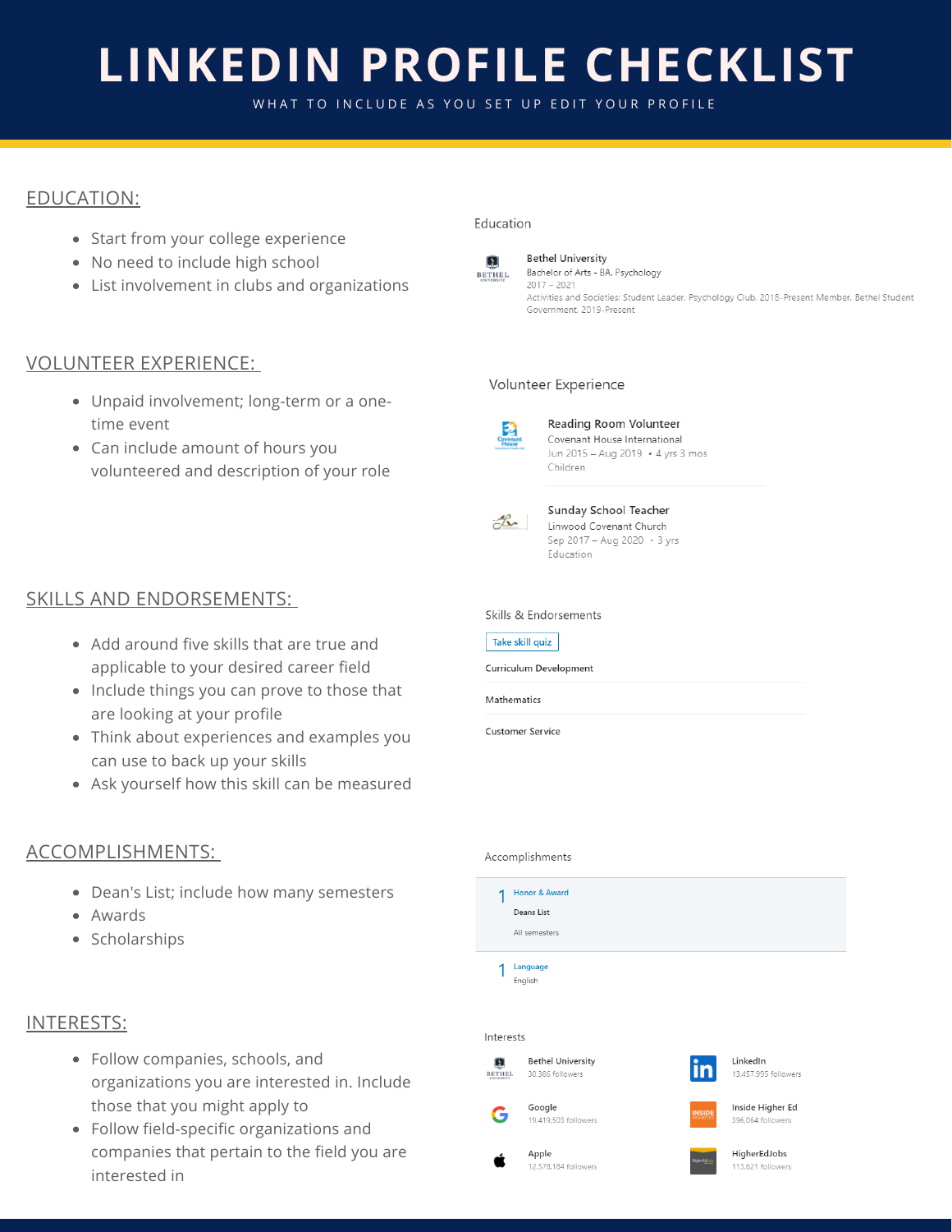# LINKEDIN PROFILE CHECKLIST

WHAT TO INCLUDE AS YOU SET UP EDIT YOUR PROFILE

## EDUCATION:

- Start from your college experience
- No need to include high school
- List involvement in clubs and organizations

Education

Bethel University
Bachelor of Arts - BA, Psychology
2017 – 2021
Activities and Societies: Student Leader, Psychology Club, 2018-Present Member, Bethel Student Government, 2019-Present

## VOLUNTEER EXPERIENCE:

- Unpaid involvement; long-term or a one-time event
- Can include amount of hours you volunteered and description of your role

Volunteer Experience

Reading Room Volunteer
Covenant House International
Jun 2015 – Aug 2019 • 4 yrs 3 mos
Children

Sunday School Teacher
Linwood Covenant Church
Sep 2017 – Aug 2020 • 3 yrs
Education

## SKILLS AND ENDORSEMENTS:

- Add around five skills that are true and applicable to your desired career field
- Include things you can prove to those that are looking at your profile
- Think about experiences and examples you can use to back up your skills
- Ask yourself how this skill can be measured

Skills & Endorsements

Take skill quiz

Curriculum Development

Mathematics

Customer Service

## ACCOMPLISHMENTS:

- Dean's List; include how many semesters
- Awards
- Scholarships

Accomplishments

1 Honor & Award
Deans List
All semesters

1 Language
English

## INTERESTS:

- Follow companies, schools, and organizations you are interested in. Include those that you might apply to
- Follow field-specific organizations and companies that pertain to the field you are interested in

Interests

Bethel University
30,386 followers

LinkedIn
13,457,995 followers

Google
19,419,503 followers

Inside Higher Ed
396,064 followers

Apple
12,578,184 followers

HigherEdJobs
113,621 followers